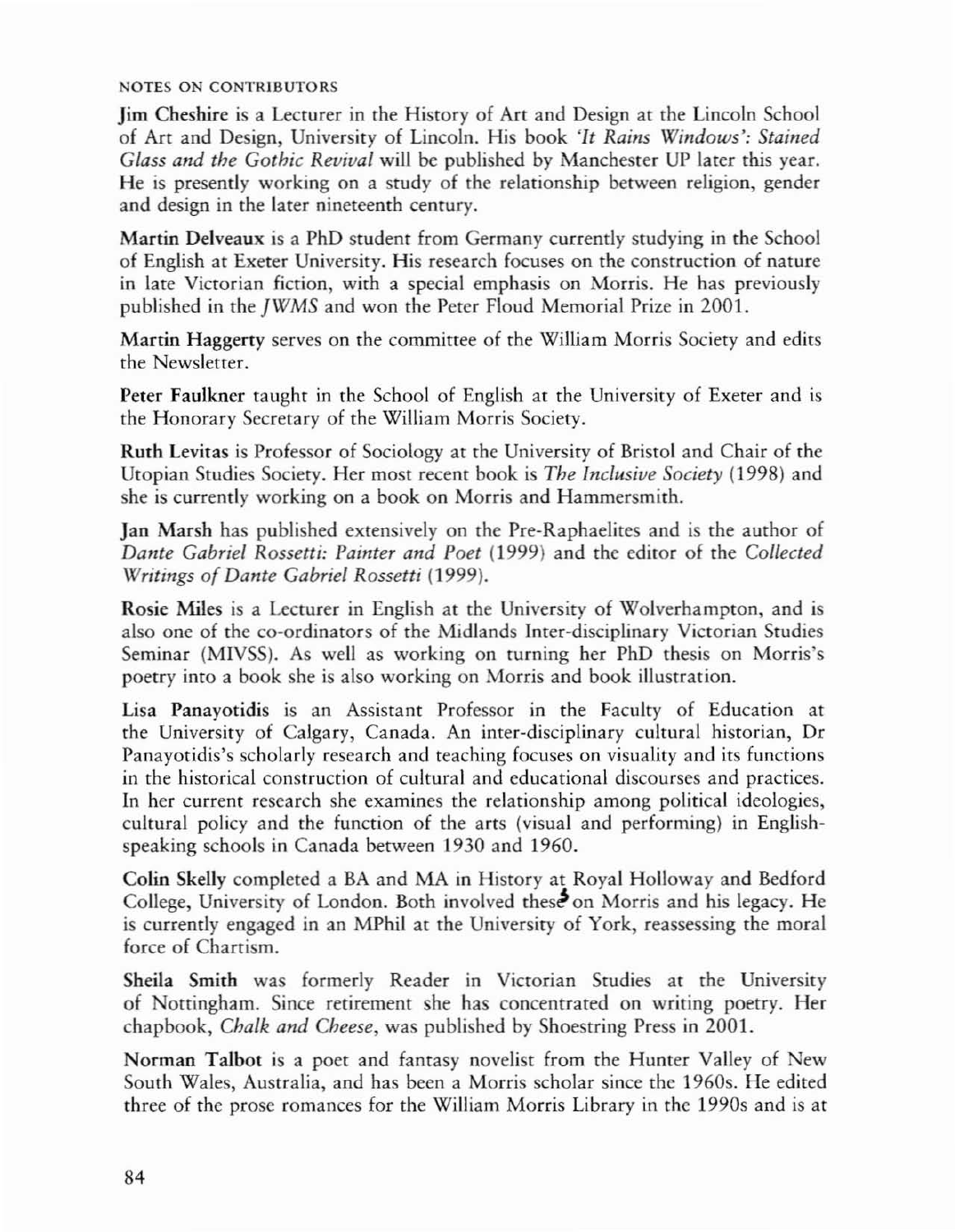NOTES ON CONTRIBUTORS

**Jim Cheshire** is a Lecturer in the History of Art and Design at the Lincoln School of Art and Design, University of Lincoln. His book *'It Rains Windows': Stained Glass and the Gothic Revival* will be published by Manchester UP later this year. He is presently working on a study of the relationship between religion, gender and design in the later nineteenth century.

**Martin Delveaux** is a PhD student from Germany currently studying in the School of English at Exeter University. His research focuses on the construction of nature in late Victorian fiction, with a special emphasis on Morris. He has previously published in the *JWMS* and won the Peter Floud Memorial Prize in 2001.

**Martin Haggerty** serves on the committee of the William Morris Society and edits the Newsletter.

**Peter Faulkner** taught in the School of English at the University of Exeter and is the Honorary Secretary of the William Morris Society.

**Ruth Levitas** is Professor of Sociology at the University of Bristol and Chair of the Utopian Studies Society. Her most recent book is *The Inclusive Society* (1998) and she is currently working on a book on Morris and Hammersmith.

**Jan Marsh** has published extensively on the Pre-Raphaelites and is the author of *Dante Gabriel Rossetti: Painter and Poet* (1999) and the editor of the *Collected Writings of Dante Gabriel Rossetti* (1999).

**Rosie Miles** is a Lecturer in English at the University of Wolverhampton, and is also one of the co-ordinators of the Midlands Inter-disciplinary Victorian Studies Seminar (MIVSS). As well as working on turning her PhD thesis on Morris's poetry into a book she is also working on Morris and book illustration.

**Lisa Panayotidis** is an Assistant Professor in the Faculty of Education at the University of Calgary, Canada. An inter-disciplinary cultural historian, Dr Panayotidis's scholarly research and teaching focuses on visuality and its functions in the historical construction of cultural and educational discourses and practices. In her current research she examines the relationship among political ideologies, cultural policy and the function of the arts (visual and performing) in English-speaking schools in Canada between 1930 and 1960.

**Colin Skelly** completed a BA and MA in History at Royal Holloway and Bedford College, University of London. Both involved theses on Morris and his legacy. He is currently engaged in an MPhil at the University of York, reassessing the moral force of Chartism.

**Sheila Smith** was formerly Reader in Victorian Studies at the University of Nottingham. Since retirement she has concentrated on writing poetry. Her chapbook, *Chalk and Cheese*, was published by Shoestring Press in 2001.

**Norman Talbot** is a poet and fantasy novelist from the Hunter Valley of New South Wales, Australia, and has been a Morris scholar since the 1960s. He edited three of the prose romances for the William Morris Library in the 1990s and is at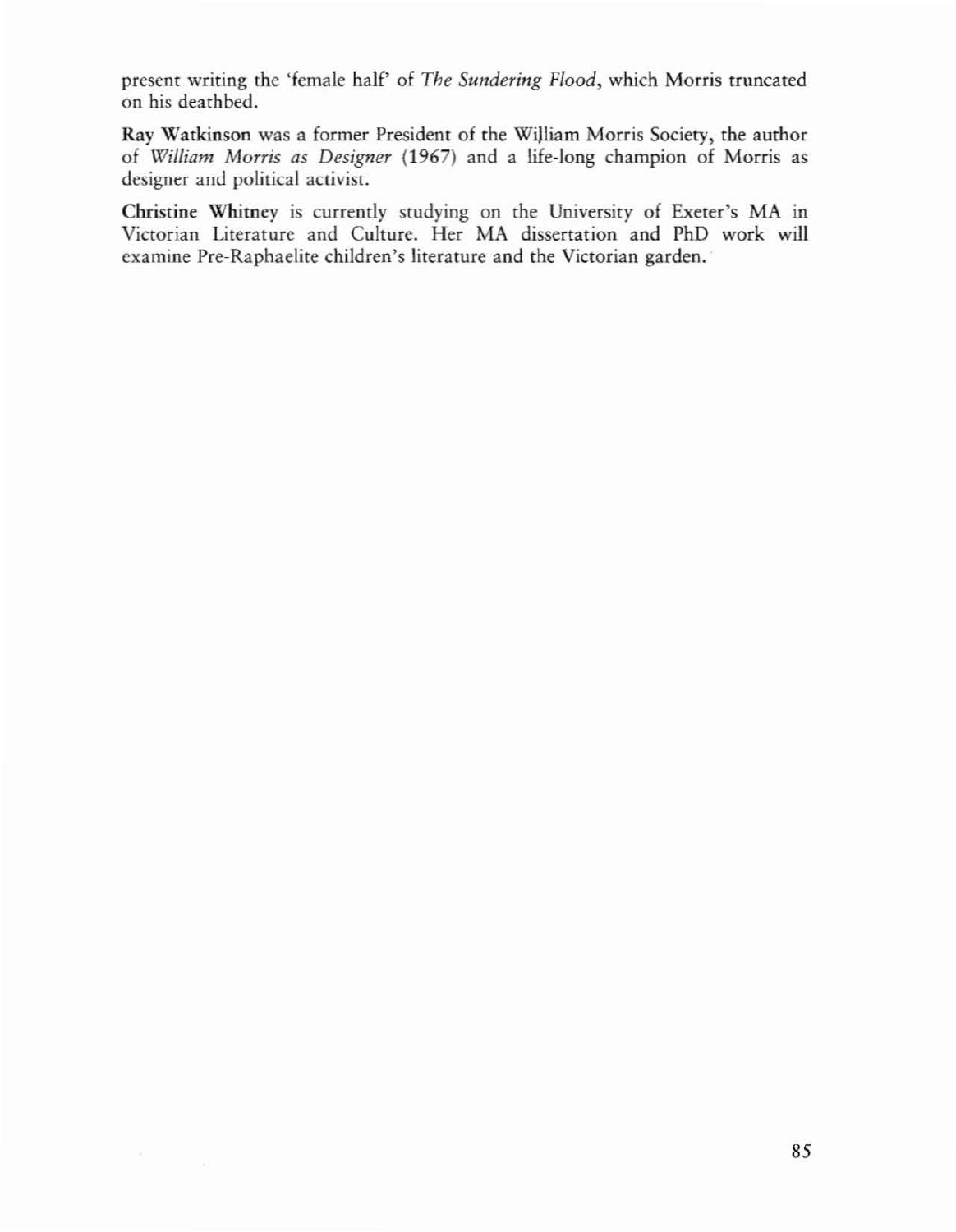present writing the 'female half' of *The Sundering Flood*, which Morris truncated on his deathbed.

**Ray Watkinson** was a former President of the William Morris Society, the author of *William Morris as Designer* (1967) and a life-long champion of Morris as designer and political activist.

**Christine Whitney** is currently studying on the University of Exeter's MA in Victorian Literature and Culture. Her MA dissertation and PhD work will examine Pre-Raphaelite children's literature and the Victorian garden.